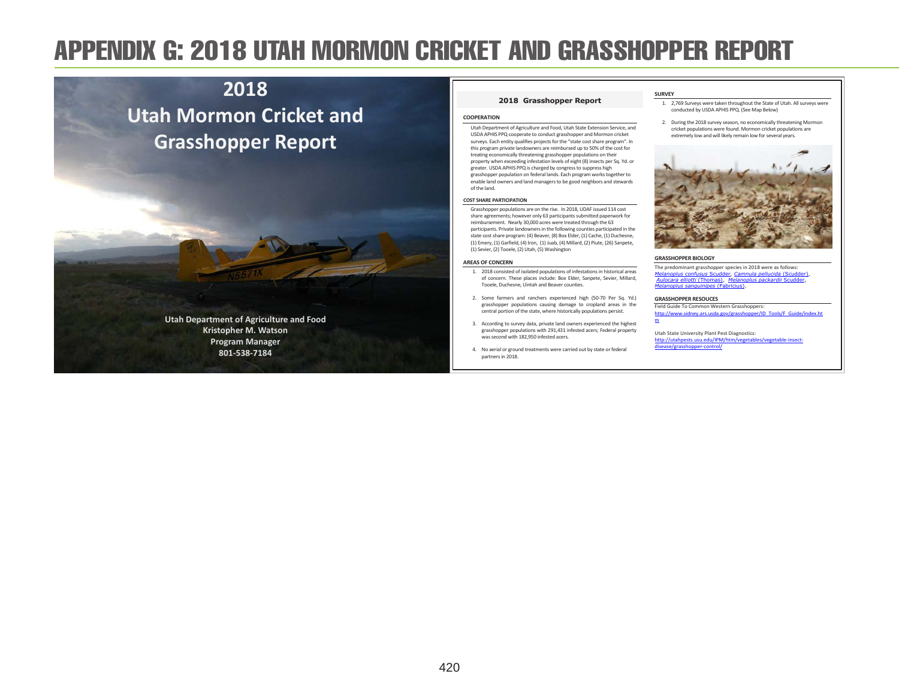# APPENDIX G: 2018 UTAH MORMON CRICKET AND GRASSHOPPER REPORT

## 2018 Utah Mormon Cricket and Grasshopper Report

**Utah Department of Agriculture and Food**
**Kristopher M. Watson**
**Program Manager**
**801-538-7184**

### 2018 Grasshopper Report

#### COOPERATION

Utah Department of Agriculture and Food, Utah State Extension Service, and USDA APHIS PPQ cooperate to conduct grasshopper and Mormon cricket surveys. Each entity qualifies projects for the "state cost share program". In this program private landowners are reimbursed up to 50% of the cost for treating economically threatening grasshopper populations on their property when exceeding infestation levels of eight (8) insects per Sq. Yd. or greater. USDA APHIS PPQ is charged by congress to suppress high grasshopper population on federal lands. Each program works together to enable land owners and land managers to be good neighbors and stewards of the land.

#### COST SHARE PARTICIPATION

Grasshopper populations are on the rise. In 2018, UDAF issued 114 cost share agreements; however only 63 participants submitted paperwork for reimbursement. Nearly 30,000 acres were treated through the 63 participants. Private landowners in the following counties participated in the state cost share program: (4) Beaver, (8) Box Elder, (1) Cache, (1) Duchesne, (1) Emery, (1) Garfield, (4) Iron, (1) Juab, (4) Millard, (2) Piute, (26) Sanpete, (1) Sevier, (2) Tooele, (2) Utah, (5) Washington

#### AREAS OF CONCERN

1. 2018 consisted of isolated populations of infestations in historical areas of concern. These places include: Box Elder, Sanpete, Sevier, Millard, Tooele, Duchesne, Uintah and Beaver counties.
2. Some farmers and ranchers experienced high (50-70 Per Sq. Yd.) grasshopper populations causing damage to cropland areas in the central portion of the state, where historically populations persist.
3. According to survey data, private land owners experienced the highest grasshopper populations with 291,431 infested acres; Federal property was second with 182,950 infested acers.
4. No aerial or ground treatments were carried out by state or federal partners in 2018.

#### SURVEY

1. 2,769 Surveys were taken throughout the State of Utah. All surveys were conducted by USDA APHIS PPQ. (See Map Below)
2. During the 2018 survey season, no economically threatening Mormon cricket populations were found. Mormon cricket populations are extremely low and will likely remain low for several years.

#### GRASSHOPPER BIOLOGY

The predominant grasshopper species in 2018 were as follows: *Melanoplus confusus* Scudder, *Camnula pellucida* (Scudder), *Aulocara elliotti* (Thomas), *Melanoplus packardii* Scudder, *Melanoplus sanguinipes* (Fabricius).

#### GRASSHOPPER RESOUCES

Field Guide To Common Western Grasshoppers:
http://www.sidney.ars.usda.gov/grasshopper/ID_Tools/F_Guide/index.htm

Utah State University Plant Pest Diagnostics:
http://utahpests.usu.edu/IPM/htm/vegetables/vegetable-insect-disease/grasshopper-control/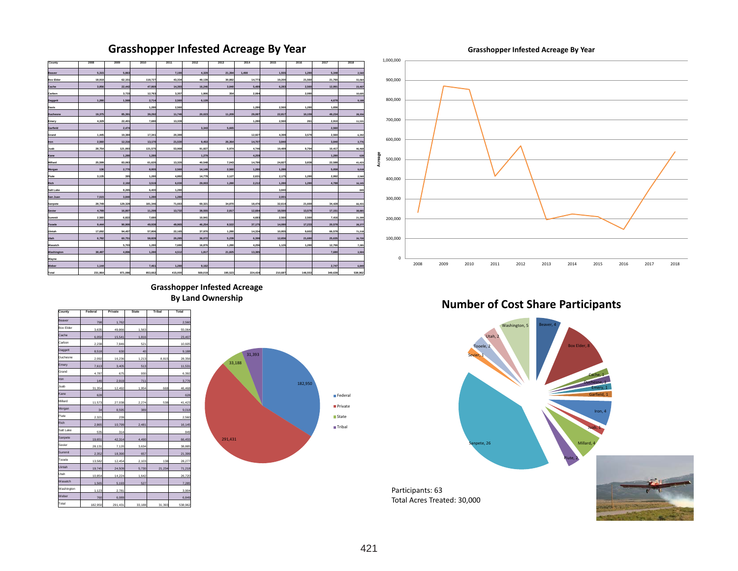# Grasshopper Infested Acreage By Year

| County | 2008 | 2009 | 2010 | 2011 | 2012 | 2013 | 2014 | 2015 | 2016 | 2017 | 2018 |
|---|---|---|---|---|---|---|---|---|---|---|---|
| Beaver | 5,315 | 5,863 | | 7,190 | 4,329 | 21,294 | 1,498 | 1,555 | 1,280 | 5,348 | 2,560 |
| Box Elder | 18,918 | 62,151 | 118,727 | 43,334 | 49,139 | 30,882 | 14,773 | 19,200 | 21,560 | 21,760 | 55,064 |
| Cache | 3,856 | 22,442 | 47,869 | 14,393 | 16,246 | 3,840 | 5,489 | 6,283 | 2,560 | 12,991 | 23,407 |
| Carbon | | 3,733 | 12,763 | 3,357 | 1,806 | 354 | 2,084 | | 2,080 | | 10,605 |
| Daggett | 1,280 | 1,568 | 2,714 | 2,560 | 6,128 | | | | | 4,678 | 9,188 |
| Davis | | | 1,280 | 2,560 | | | 1,280 | 2,560 | 1,280 | 1,656 | |
| Duchesne | 19,375 | 85,391 | 39,292 | 11,746 | 20,023 | 11,209 | 29,087 | 22,817 | 10,159 | 49,234 | 28,356 |
| Emery | 4,329 | 22,401 | 7,680 | 13,338 | | | 1,280 | 2,560 | 261 | 2,910 | 11,531 |
| Garfield | | 2,474 | | | 3,343 | 5,665 | | | | 2,560 | |
| Grand | 1,445 | 19,384 | 17,341 | 20,389 | | | 12,927 | 4,399 | 3,579 | 2,560 | 6,392 |
| Iron | 2,560 | 12,316 | 13,170 | 21,530 | 9,453 | 26,364 | 14,707 | 3,840 | | 3,840 | 3,776 |
| Juab | 28,754 | 121,893 | 131,575 | 53,968 | 91,827 | 5,974 | 4,746 | 19,489 | 9,794 | 10,417 | 46,468 |
| Kane | | 1,280 | 1,280 | | 1,279 | | 4,259 | | | 1,280 | 628 |
| Millard | 25,599 | 83,063 | 61,620 | 13,320 | 40,548 | 7,043 | 14,790 | 24,627 | 3,838 | 22,588 | 41,423 |
| Morgan | 136 | 2,770 | 8,955 | 2,560 | 14,149 | 2,560 | 1,280 | 1,280 | | 5,058 | 9,018 |
| Piute | 3,135 | 395 | 1,280 | 4,882 | 14,778 | 3,127 | 2,631 | 2,175 | 1,280 | 2,992 | 2,560 |
| Rich | | 2,192 | 3,519 | 6,030 | 29,003 | 1,280 | 2,212 | 1,280 | 1,280 | 4,788 | 16,145 |
| Salt Lake | | 8,265 | 6,400 | 1,280 | | | | 3,840 | | | 849 |
| San Juan | 7,515 | 3,840 | 1,280 | 1,280 | | | | 2,001 | | | |
| Sanpete | 28,749 | 129,329 | 181,346 | 71,663 | 69,321 | 34,870 | 18,476 | 32,614 | 21,669 | 34,428 | 66,455 |
| Sevier | 4,789 | 16,807 | 11,298 | 13,732 | 38,555 | 2,817 | 12,684 | 18,590 | 13,578 | 17,151 | 38,885 |
| Summit | 2,560 | 6,822 | 7,680 | | 10,941 | | 4,683 | 2,560 | 2,560 | 7,416 | 21,399 |
| Tooele | 9,444 | 90,900 | 49,838 | 49,965 | 46,254 | 8,522 | 37,175 | 14,080 | 17,233 | 20,578 | 28,277 |
| Uintah | 17,692 | 94,457 | 57,806 | 22,165 | 37,970 | 1,280 | 14,324 | 10,955 | 9,602 | 66,578 | 71,218 |
| Utah | 6,782 | 60,751 | 58,828 | 20,285 | 36,072 | 5,239 | 6,398 | 12,656 | 21,680 | 25,635 | 26,720 |
| Wasatch | | 5,702 | 1,280 | 7,680 | 16,876 | 1,280 | 4,256 | 1,126 | 1,280 | 12,766 | 7,285 |
| Washington | 38,487 | 4,896 | 1,280 | 4,512 | 1,817 | 21,825 | 13,385 | | | 7,680 | 3,904 |
| Wayne | | | | | | | | | | | |
| Weber | 1,144 | | 7,461 | 1,280 | 9,162 | | | | | 2,747 | 6,849 |
| Total | 231,864 | 871,086 | 853,662 | 415,000 | 569,019 | 195,523 | 224,424 | 210,687 | 146,553 | 349,639 | 538,962 |

## Grasshopper Infested Acreage By Year

## Grasshopper Infested Acreage By Land Ownership

| County | Federal | Private | State | Tribal | Total |
|---|---|---|---|---|---|
| Beaver | 798 | 1,762 | | | 2,560 |
| Box Elder | 3,635 | 49,866 | 1,563 | | 55,064 |
| Cache | 6,050 | 15,541 | 1,816 | | 23,407 |
| Carbon | 2,238 | 7,846 | 521 | | 10,605 |
| Daggett | 8,518 | 630 | 40 | | 9,188 |
| Duchesne | 2,092 | 16,236 | 1,213 | 8,815 | 28,356 |
| Emery | 7,613 | 3,405 | 513 | | 11,531 |
| Grand | 4,787 | 675 | 930 | | 6,392 |
| Iron | 146 | 2,919 | 711 | | 3,776 |
| Juab | 31,354 | 12,492 | 1,954 | 668 | 46,468 |
| Kane | 628 | | | | 628 |
| Millard | 11,573 | 27,038 | 2,274 | 538 | 41,423 |
| Morgan | 34 | 8,595 | 389 | | 9,018 |
| Piute | 2,321 | 239 | | | 2,560 |
| Rich | 2,865 | 10,799 | 2,481 | | 16,145 |
| Salt Lake | 535 | 314 | | | 849 |
| Sanpete | 19,651 | 42,314 | 4,490 | | 66,455 |
| Sevier | 28,131 | 7,120 | 3,634 | | 38,885 |
| Summit | 2,352 | 18,390 | 657 | | 21,399 |
| Tooele | 13,582 | 12,454 | 2,103 | 138 | 28,277 |
| Uintah | 19,745 | 24,509 | 5,730 | 21,234 | 71,218 |
| Utah | 10,854 | 14,224 | 1,642 | | 26,720 |
| Wasatch | 1,565 | 5,193 | 527 | | 7,285 |
| Washington | 1,123 | 2,781 | | | 3,904 |
| Weber | 760 | 6,089 | | | 6,849 |
| Total | 182,950 | 291,431 | 33,188 | 31,393 | 538,962 |

# Number of Cost Share Participants

Participants: 63
Total Acres Treated: 30,000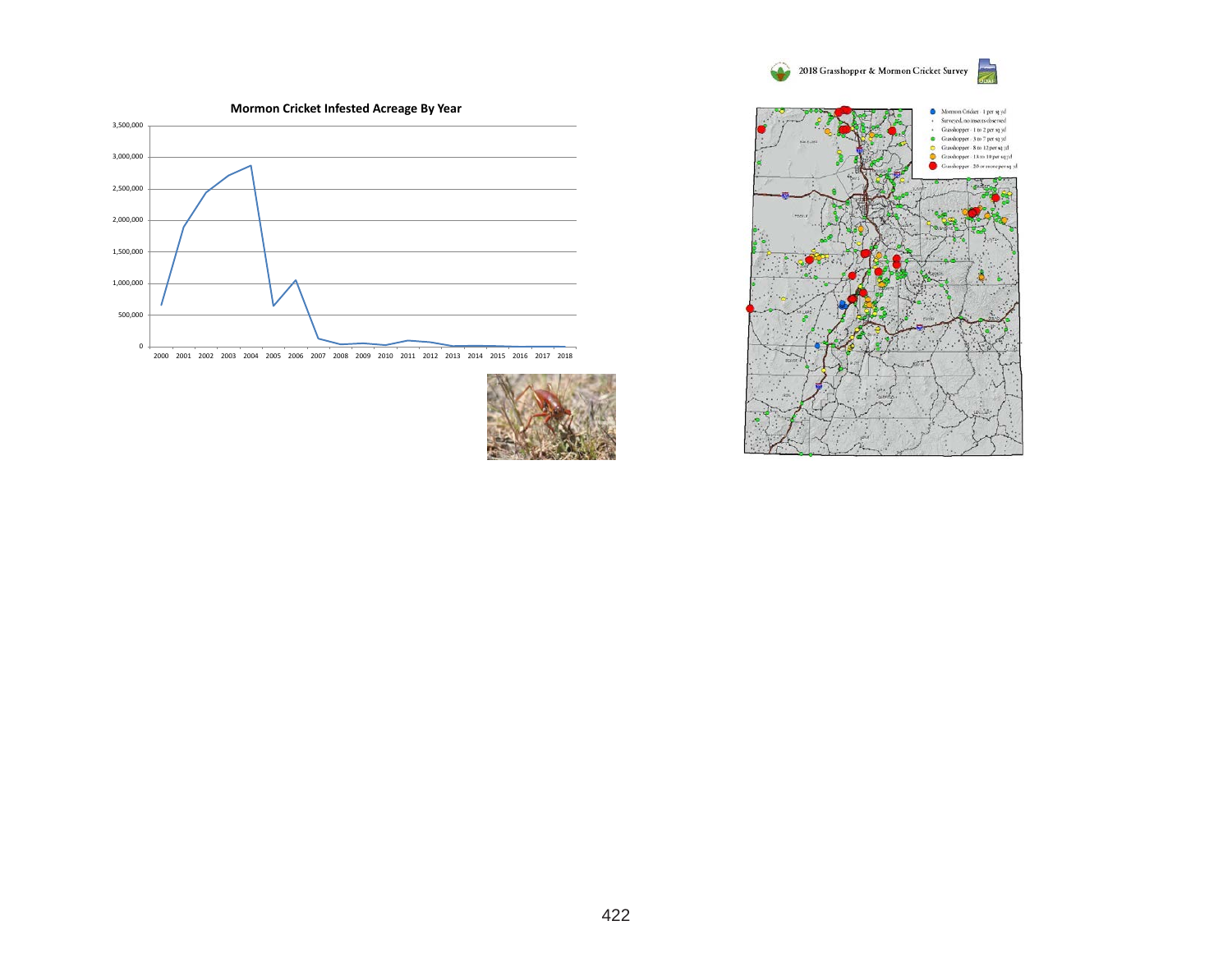**Mormon Cricket Infested Acreage By Year**

3,500,000
3,000,000
2,500,000
2,000,000
1,500,000
1,000,000
500,000
0

2000 2001 2002 2003 2004 2005 2006 2007 2008 2009 2010 2011 2012 2013 2014 2015 2016 2017 2018

2018 Grasshopper & Mormon Cricket Survey

Mormon Cricket - 1 per sq yd
Surveyed, no insects observed
Grasshopper - 1 to 2 per sq yd
Grasshopper - 3 to 7 per sq yd
Grasshopper - 8 to 12 per sq yd
Grasshopper - 13 to 19 per sq yd
Grasshopper - 20 or more per sq yd